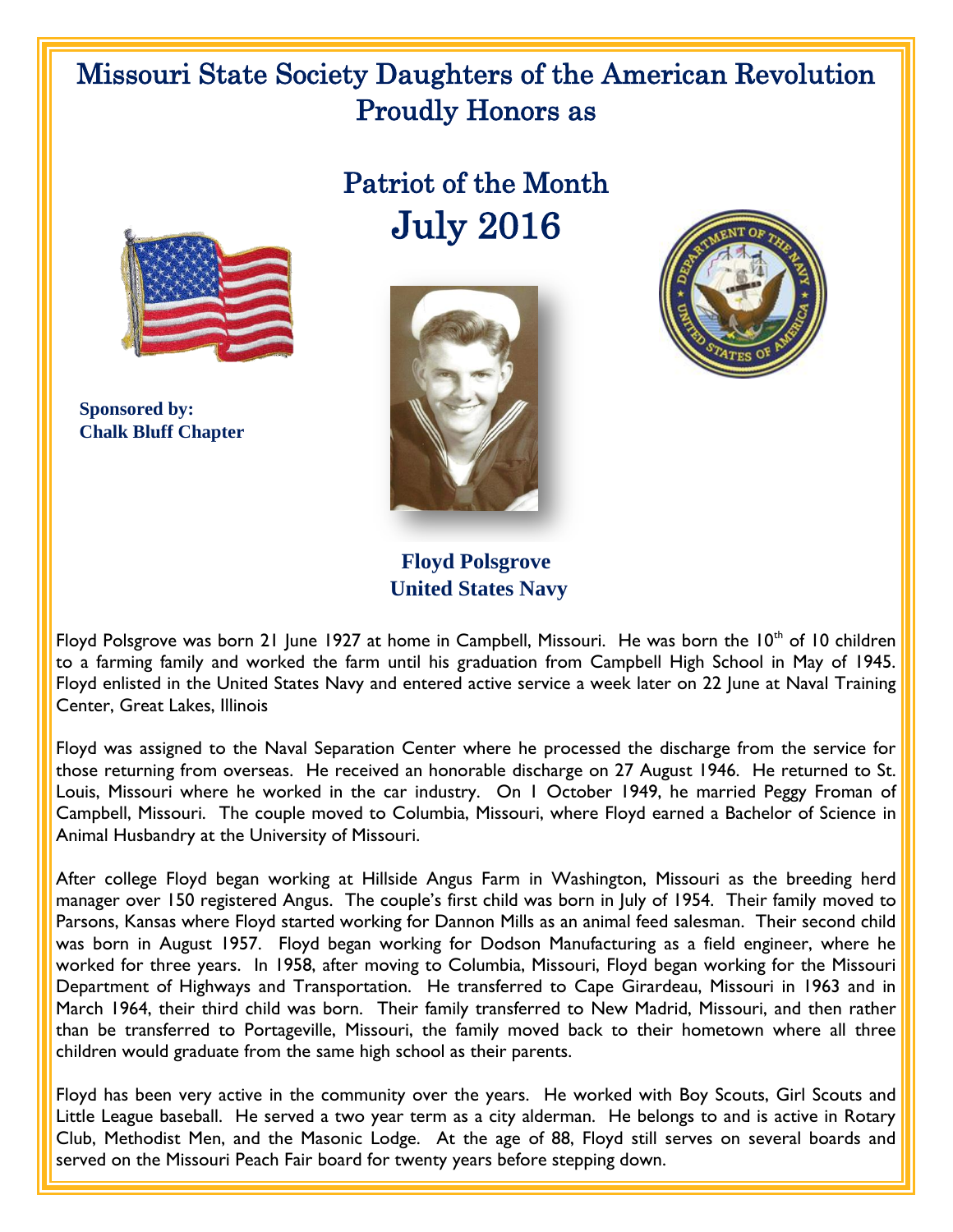# Missouri State Society Daughters of the American Revolution Proudly Honors as

## Patriot of the Month
## July 2016

**Sponsored by:**
**Chalk Bluff Chapter**

**Floyd Polsgrove**
**United States Navy**

Floyd Polsgrove was born 21 June 1927 at home in Campbell, Missouri. He was born the 10th of 10 children to a farming family and worked the farm until his graduation from Campbell High School in May of 1945. Floyd enlisted in the United States Navy and entered active service a week later on 22 June at Naval Training Center, Great Lakes, Illinois

Floyd was assigned to the Naval Separation Center where he processed the discharge from the service for those returning from overseas. He received an honorable discharge on 27 August 1946. He returned to St. Louis, Missouri where he worked in the car industry. On 1 October 1949, he married Peggy Froman of Campbell, Missouri. The couple moved to Columbia, Missouri, where Floyd earned a Bachelor of Science in Animal Husbandry at the University of Missouri.

After college Floyd began working at Hillside Angus Farm in Washington, Missouri as the breeding herd manager over 150 registered Angus. The couple's first child was born in July of 1954. Their family moved to Parsons, Kansas where Floyd started working for Dannon Mills as an animal feed salesman. Their second child was born in August 1957. Floyd began working for Dodson Manufacturing as a field engineer, where he worked for three years. In 1958, after moving to Columbia, Missouri, Floyd began working for the Missouri Department of Highways and Transportation. He transferred to Cape Girardeau, Missouri in 1963 and in March 1964, their third child was born. Their family transferred to New Madrid, Missouri, and then rather than be transferred to Portageville, Missouri, the family moved back to their hometown where all three children would graduate from the same high school as their parents.

Floyd has been very active in the community over the years. He worked with Boy Scouts, Girl Scouts and Little League baseball. He served a two year term as a city alderman. He belongs to and is active in Rotary Club, Methodist Men, and the Masonic Lodge. At the age of 88, Floyd still serves on several boards and served on the Missouri Peach Fair board for twenty years before stepping down.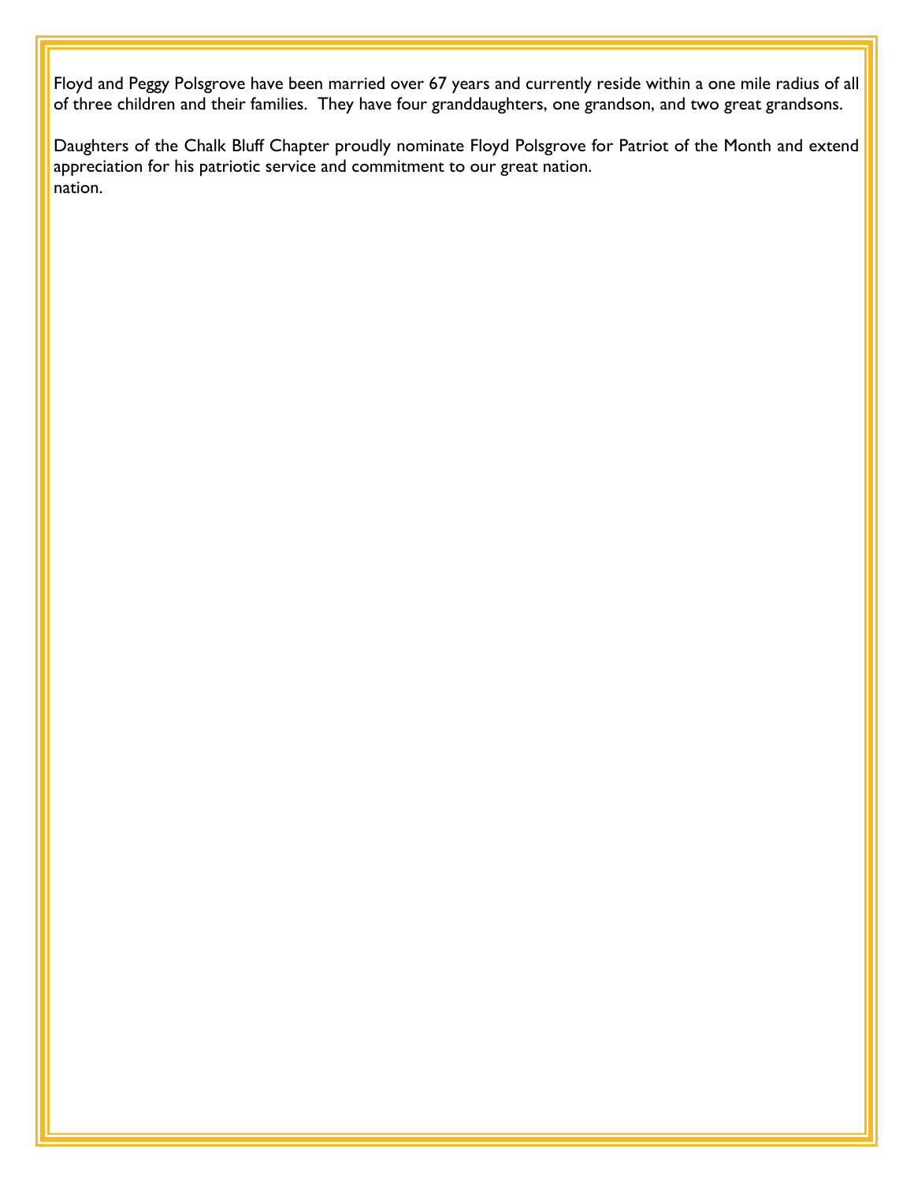Floyd and Peggy Polsgrove have been married over 67 years and currently reside within a one mile radius of all of three children and their families. They have four granddaughters, one grandson, and two great grandsons.

Daughters of the Chalk Bluff Chapter proudly nominate Floyd Polsgrove for Patriot of the Month and extend appreciation for his patriotic service and commitment to our great nation.
nation.